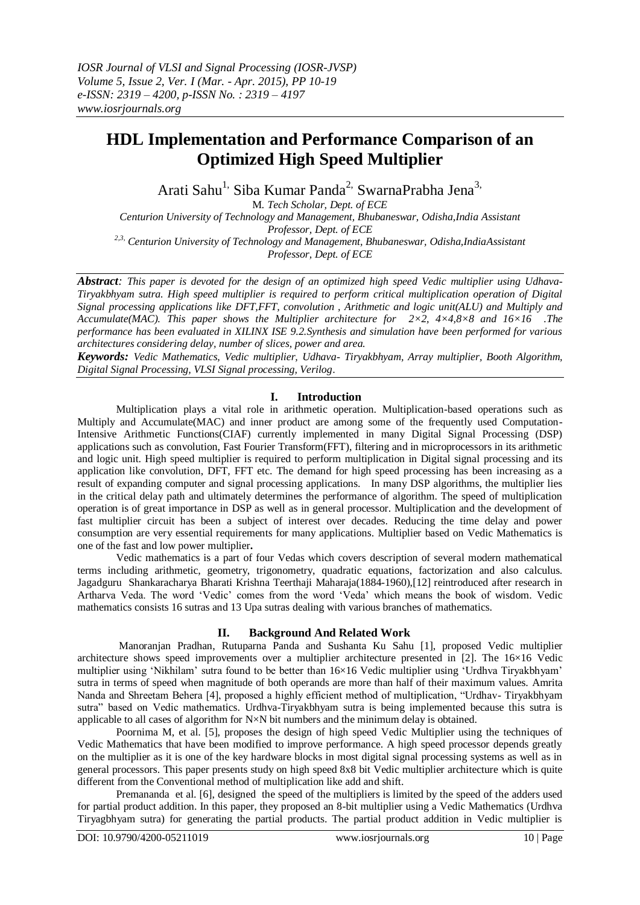# HDL Implementation and Performance Comparison of an Optimized High Speed Multiplier

Arati Sahu[1,] Siba Kumar Panda[2,] SwarnaPrabha Jena[3,]

M. *Tech Scholar, Dept. of ECE*

*Centurion University of Technology and Management, Bhubaneswar, Odisha,India Assistant Professor, Dept. of ECE*

*[2,3,] Centurion University of Technology and Management, Bhubaneswar, Odisha,IndiaAssistant Professor, Dept. of ECE*

***Abstract****: This paper is devoted for the design of an optimized high speed Vedic multiplier using Udhava-Tiryakbhyam sutra. High speed multiplier is required to perform critical multiplication operation of Digital Signal processing applications like DFT,FFT, convolution , Arithmetic and logic unit(ALU) and Multiply and Accumulate(MAC). This paper shows the Multiplier architecture for 2×2, 4×4,8×8 and 16×16 .The performance has been evaluated in XILINX ISE 9.2.Synthesis and simulation have been performed for various architectures considering delay, number of slices, power and area.*

***Keywords:*** *Vedic Mathematics, Vedic multiplier, Udhava- Tiryakbhyam, Array multiplier, Booth Algorithm, Digital Signal Processing, VLSI Signal processing, Verilog.*

## I. Introduction

Multiplication plays a vital role in arithmetic operation. Multiplication-based operations such as Multiply and Accumulate(MAC) and inner product are among some of the frequently used Computation-Intensive Arithmetic Functions(CIAF) currently implemented in many Digital Signal Processing (DSP) applications such as convolution, Fast Fourier Transform(FFT), filtering and in microprocessors in its arithmetic and logic unit. High speed multiplier is required to perform multiplication in Digital signal processing and its application like convolution, DFT, FFT etc. The demand for high speed processing has been increasing as a result of expanding computer and signal processing applications. In many DSP algorithms, the multiplier lies in the critical delay path and ultimately determines the performance of algorithm. The speed of multiplication operation is of great importance in DSP as well as in general processor. Multiplication and the development of fast multiplier circuit has been a subject of interest over decades. Reducing the time delay and power consumption are very essential requirements for many applications. Multiplier based on Vedic Mathematics is one of the fast and low power multiplier**.**

Vedic mathematics is a part of four Vedas which covers description of several modern mathematical terms including arithmetic, geometry, trigonometry, quadratic equations, factorization and also calculus. Jagadguru Shankaracharya Bharati Krishna Teerthaji Maharaja(1884-1960),[12] reintroduced after research in Artharva Veda. The word 'Vedic' comes from the word 'Veda' which means the book of wisdom. Vedic mathematics consists 16 sutras and 13 Upa sutras dealing with various branches of mathematics.

## II. Background And Related Work

Manoranjan Pradhan, Rutuparna Panda and Sushanta Ku Sahu [1], proposed Vedic multiplier architecture shows speed improvements over a multiplier architecture presented in [2]. The 16×16 Vedic multiplier using 'Nikhilam' sutra found to be better than 16×16 Vedic multiplier using 'Urdhva Tiryakbhyam' sutra in terms of speed when magnitude of both operands are more than half of their maximum values. Amrita Nanda and Shreetam Behera [4], proposed a highly efficient method of multiplication, "Urdhav- Tiryakbhyam sutra" based on Vedic mathematics. Urdhva-Tiryakbhyam sutra is being implemented because this sutra is applicable to all cases of algorithm for N×N bit numbers and the minimum delay is obtained.

Poornima M, et al. [5], proposes the design of high speed Vedic Multiplier using the techniques of Vedic Mathematics that have been modified to improve performance. A high speed processor depends greatly on the multiplier as it is one of the key hardware blocks in most digital signal processing systems as well as in general processors. This paper presents study on high speed 8x8 bit Vedic multiplier architecture which is quite different from the Conventional method of multiplication like add and shift.

Premananda et al. [6], designed the speed of the multipliers is limited by the speed of the adders used for partial product addition. In this paper, they proposed an 8-bit multiplier using a Vedic Mathematics (Urdhva Tiryagbhyam sutra) for generating the partial products. The partial product addition in Vedic multiplier is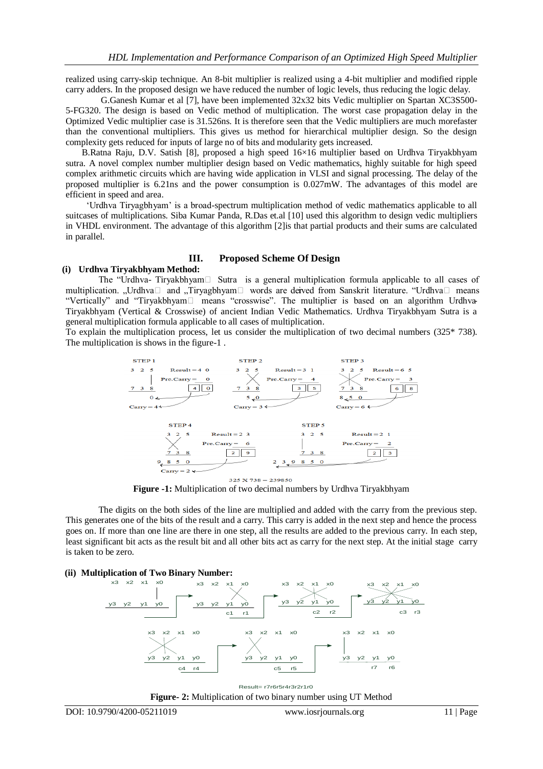realized using carry-skip technique. An 8-bit multiplier is realized using a 4-bit multiplier and modified ripple carry adders. In the proposed design we have reduced the number of logic levels, thus reducing the logic delay.

G.Ganesh Kumar et al [7], have been implemented 32x32 bits Vedic multiplier on Spartan XC3S500-5-FG320. The design is based on Vedic method of multiplication. The worst case propagation delay in the Optimized Vedic multiplier case is 31.526ns. It is therefore seen that the Vedic multipliers are much morefaster than the conventional multipliers. This gives us method for hierarchical multiplier design. So the design complexity gets reduced for inputs of large no of bits and modularity gets increased.

B.Ratna Raju, D.V. Satish [8], proposed a high speed 16×16 multiplier based on Urdhva Tiryakbhyam sutra. A novel complex number multiplier design based on Vedic mathematics, highly suitable for high speed complex arithmetic circuits which are having wide application in VLSI and signal processing. The delay of the proposed multiplier is 6.21ns and the power consumption is 0.027mW. The advantages of this model are efficient in speed and area.

'Urdhva Tiryagbhyam' is a broad-spectrum multiplication method of vedic mathematics applicable to all suitcases of multiplications. Siba Kumar Panda, R.Das et.al [10] used this algorithm to design vedic multipliers in VHDL environment. The advantage of this algorithm [2]is that partial products and their sums are calculated in parallel.

## III. Proposed Scheme Of Design

### (i) Urdhva Tiryakbhyam Method:

The "Urdhva- Tiryakbhyam Sutra is a general multiplication formula applicable to all cases of multiplication. „Urdhva and „Tiryagbhyam words are deived from Sanskrit literature. "Urdhva means "Vertically" and "Tiryakbhyam means "crosswise". The multiplier is based on an algorithm Urdhva-Tiryakbhyam (Vertical & Crosswise) of ancient Indian Vedic Mathematics. Urdhva Tiryakbhyam Sutra is a general multiplication formula applicable to all cases of multiplication.

To explain the multiplication process, let us consider the multiplication of two decimal numbers (325* 738). The multiplication is shows in the figure-1 .

325 X 738 = 239850

**Figure -1:** Multiplication of two decimal numbers by Urdhva Tiryakbhyam

The digits on the both sides of the line are multiplied and added with the carry from the previous step. This generates one of the bits of the result and a carry. This carry is added in the next step and hence the process goes on. If more than one line are there in one step, all the results are added to the previous carry. In each step, least significant bit acts as the result bit and all other bits act as carry for the next step. At the initial stage carry is taken to be zero.

### (ii) Multiplication of Two Binary Number:

Result= r7r6r5r4r3r2r1r0

**Figure- 2:** Multiplication of two binary number using UT Method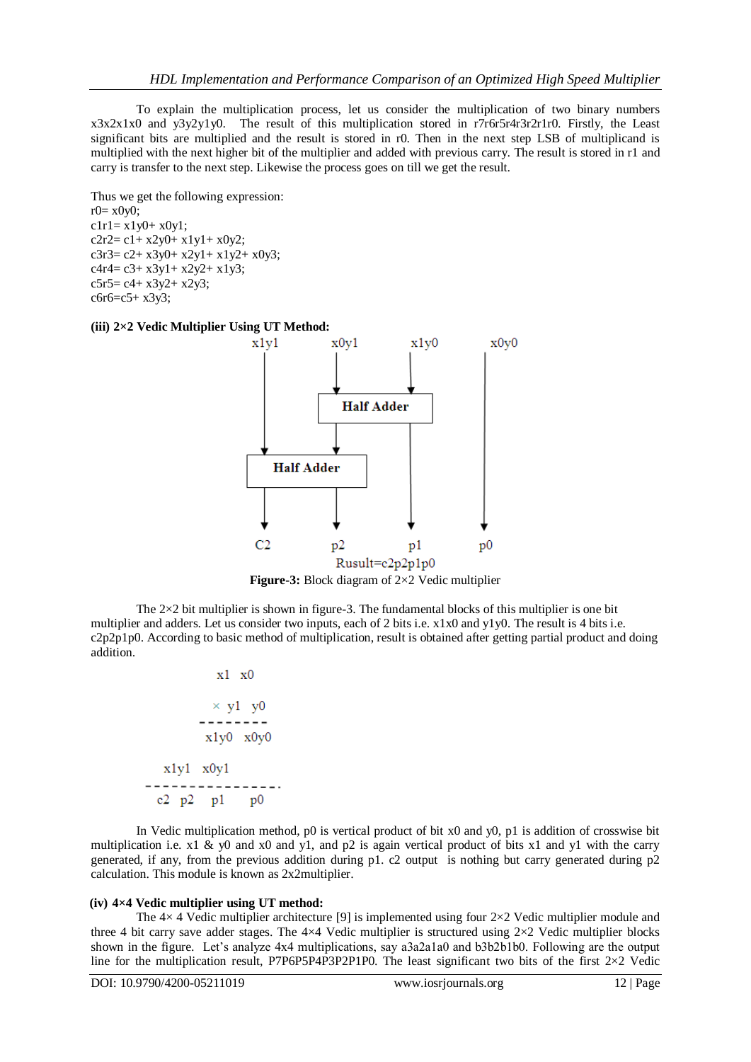To explain the multiplication process, let us consider the multiplication of two binary numbers x3x2x1x0 and y3y2y1y0. The result of this multiplication stored in r7r6r5r4r3r2r1r0. Firstly, the Least significant bits are multiplied and the result is stored in r0. Then in the next step LSB of multiplicand is multiplied with the next higher bit of the multiplier and added with previous carry. The result is stored in r1 and carry is transfer to the next step. Likewise the process goes on till we get the result.

Thus we get the following expression:

r0= x0y0;
c1r1= x1y0+ x0y1;
c2r2= c1+ x2y0+ x1y1+ x0y2;
c3r3= c2+ x3y0+ x2y1+ x1y2+ x0y3;
c4r4= c3+ x3y1+ x2y2+ x1y3;
c5r5= c4+ x3y2+ x2y3;
c6r6=c5+ x3y3;

**(iii) 2×2 Vedic Multiplier Using UT Method:**

x1y1 x0y1 x1y0 x0y0

Half Adder

Half Adder

C2 p2 p1 p0

Rusult=c2p2p1p0

**Figure-3:** Block diagram of 2×2 Vedic multiplier

The 2×2 bit multiplier is shown in figure-3. The fundamental blocks of this multiplier is one bit multiplier and adders. Let us consider two inputs, each of 2 bits i.e. x1x0 and y1y0. The result is 4 bits i.e. c2p2p1p0. According to basic method of multiplication, result is obtained after getting partial product and doing addition.

```
            x1   x0
          × y1   y0
         --------
           x1y0  x0y0
   x1y1  x0y1
 ----------------.
   c2  p2   p1    p0
```

In Vedic multiplication method, p0 is vertical product of bit x0 and y0, p1 is addition of crosswise bit multiplication i.e. x1 & y0 and x0 and y1, and p2 is again vertical product of bits x1 and y1 with the carry generated, if any, from the previous addition during p1. c2 output is nothing but carry generated during p2 calculation. This module is known as 2x2multiplier.

**(iv) 4×4 Vedic multiplier using UT method:**

The 4× 4 Vedic multiplier architecture [9] is implemented using four 2×2 Vedic multiplier module and three 4 bit carry save adder stages. The 4×4 Vedic multiplier is structured using 2×2 Vedic multiplier blocks shown in the figure. Let's analyze 4x4 multiplications, say a3a2a1a0 and b3b2b1b0. Following are the output line for the multiplication result, P7P6P5P4P3P2P1P0. The least significant two bits of the first 2×2 Vedic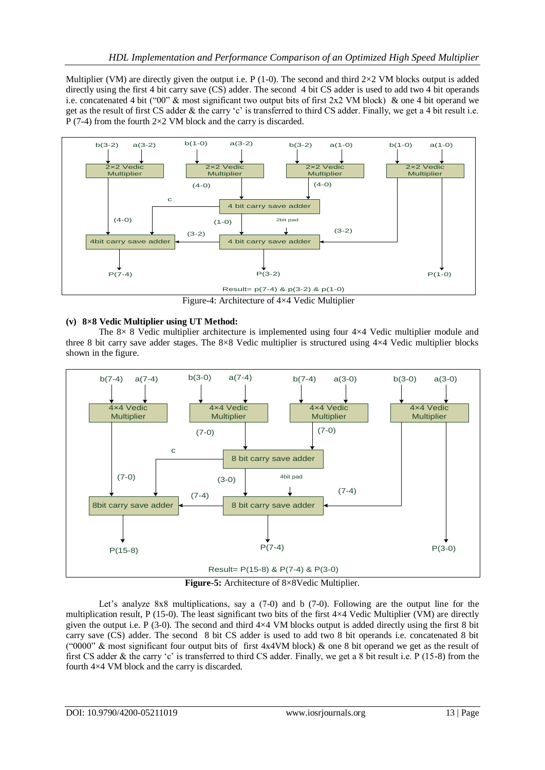Multiplier (VM) are directly given the output i.e. P (1-0). The second and third 2×2 VM blocks output is added directly using the first 4 bit carry save (CS) adder. The second 4 bit CS adder is used to add two 4 bit operands i.e. concatenated 4 bit ("00" & most significant two output bits of first 2x2 VM block) & one 4 bit operand we get as the result of first CS adder & the carry 'c' is transferred to third CS adder. Finally, we get a 4 bit result i.e. P (7-4) from the fourth 2×2 VM block and the carry is discarded.

Figure-4: Architecture of 4×4 Vedic Multiplier

**(v) 8×8 Vedic Multiplier using UT Method:**

The 8× 8 Vedic multiplier architecture is implemented using four 4×4 Vedic multiplier module and three 8 bit carry save adder stages. The 8×8 Vedic multiplier is structured using 4×4 Vedic multiplier blocks shown in the figure.

**Figure-5:** Architecture of 8×8Vedic Multiplier.

Let's analyze 8x8 multiplications, say a (7-0) and b (7-0). Following are the output line for the multiplication result, P (15-0). The least significant two bits of the first 4×4 Vedic Multiplier (VM) are directly given the output i.e. P (3-0). The second and third 4×4 VM blocks output is added directly using the first 8 bit carry save (CS) adder. The second 8 bit CS adder is used to add two 8 bit operands i.e. concatenated 8 bit ("0000" & most significant four output bits of first 4x4VM block) & one 8 bit operand we get as the result of first CS adder & the carry 'c' is transferred to third CS adder. Finally, we get a 8 bit result i.e. P (15-8) from the fourth 4×4 VM block and the carry is discarded.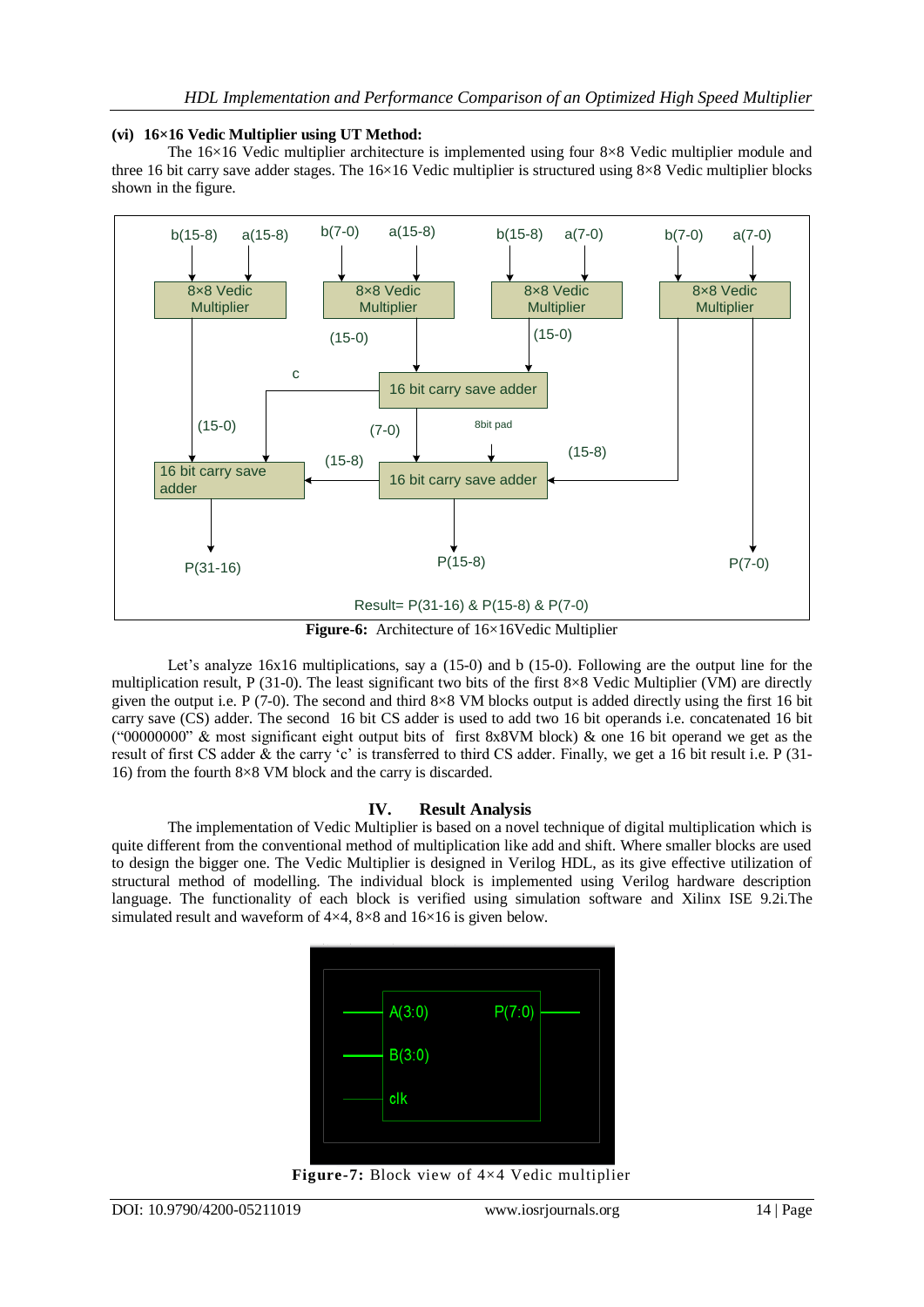**(vi) 16×16 Vedic Multiplier using UT Method:**

The 16×16 Vedic multiplier architecture is implemented using four 8×8 Vedic multiplier module and three 16 bit carry save adder stages. The 16×16 Vedic multiplier is structured using 8×8 Vedic multiplier blocks shown in the figure.

**Figure-6:** Architecture of 16×16Vedic Multiplier

Let's analyze 16x16 multiplications, say a (15-0) and b (15-0). Following are the output line for the multiplication result, P (31-0). The least significant two bits of the first 8×8 Vedic Multiplier (VM) are directly given the output i.e. P (7-0). The second and third 8×8 VM blocks output is added directly using the first 16 bit carry save (CS) adder. The second 16 bit CS adder is used to add two 16 bit operands i.e. concatenated 16 bit ("00000000" & most significant eight output bits of first 8x8VM block) & one 16 bit operand we get as the result of first CS adder & the carry 'c' is transferred to third CS adder. Finally, we get a 16 bit result i.e. P (31-16) from the fourth 8×8 VM block and the carry is discarded.

## IV. Result Analysis

The implementation of Vedic Multiplier is based on a novel technique of digital multiplication which is quite different from the conventional method of multiplication like add and shift. Where smaller blocks are used to design the bigger one. The Vedic Multiplier is designed in Verilog HDL, as its give effective utilization of structural method of modelling. The individual block is implemented using Verilog hardware description language. The functionality of each block is verified using simulation software and Xilinx ISE 9.2i.The simulated result and waveform of 4×4, 8×8 and 16×16 is given below.

**Figure-7:** Block view of 4×4 Vedic multiplier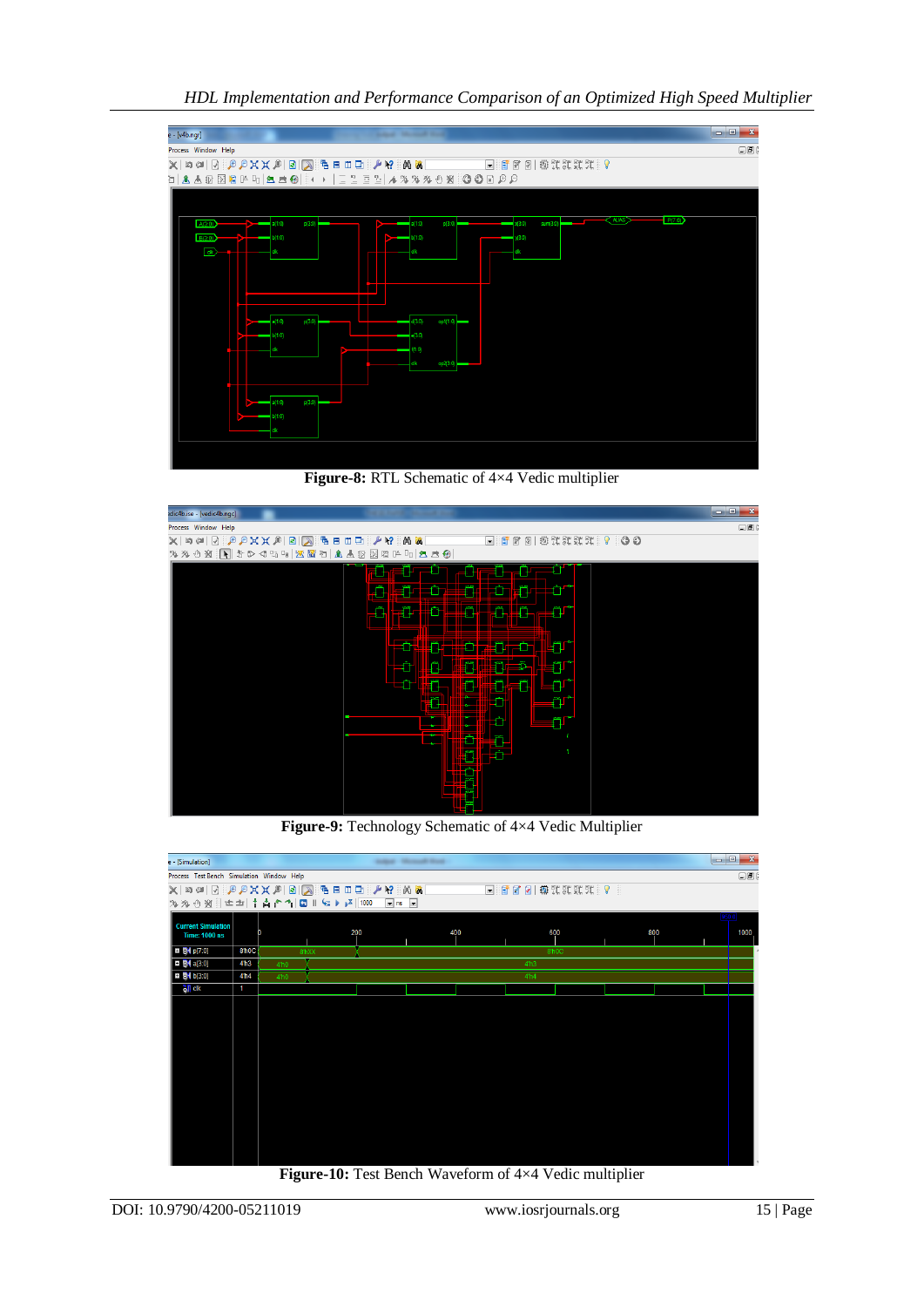**Figure-8:** RTL Schematic of 4×4 Vedic multiplier

**Figure-9:** Technology Schematic of 4×4 Vedic Multiplier

**Figure-10:** Test Bench Waveform of 4×4 Vedic multiplier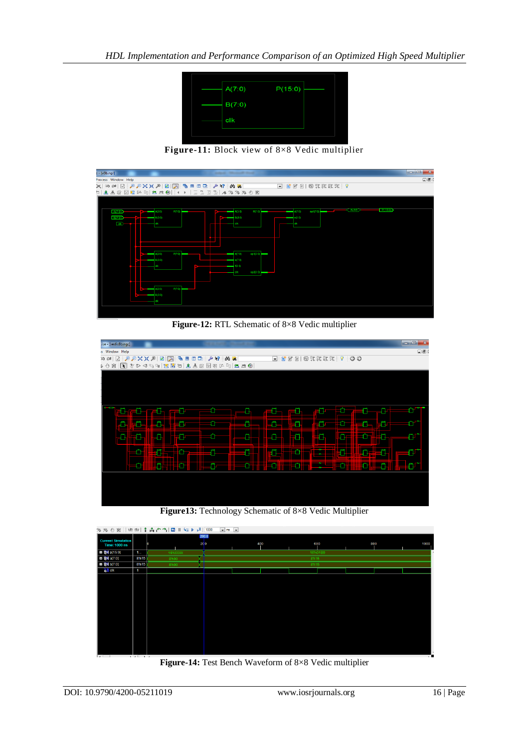Figure-11: Block view of 8×8 Vedic multiplier

Figure-12: RTL Schematic of 8×8 Vedic multiplier

Figure13: Technology Schematic of 8×8 Vedic Multiplier

Figure-14: Test Bench Waveform of 8×8 Vedic multiplier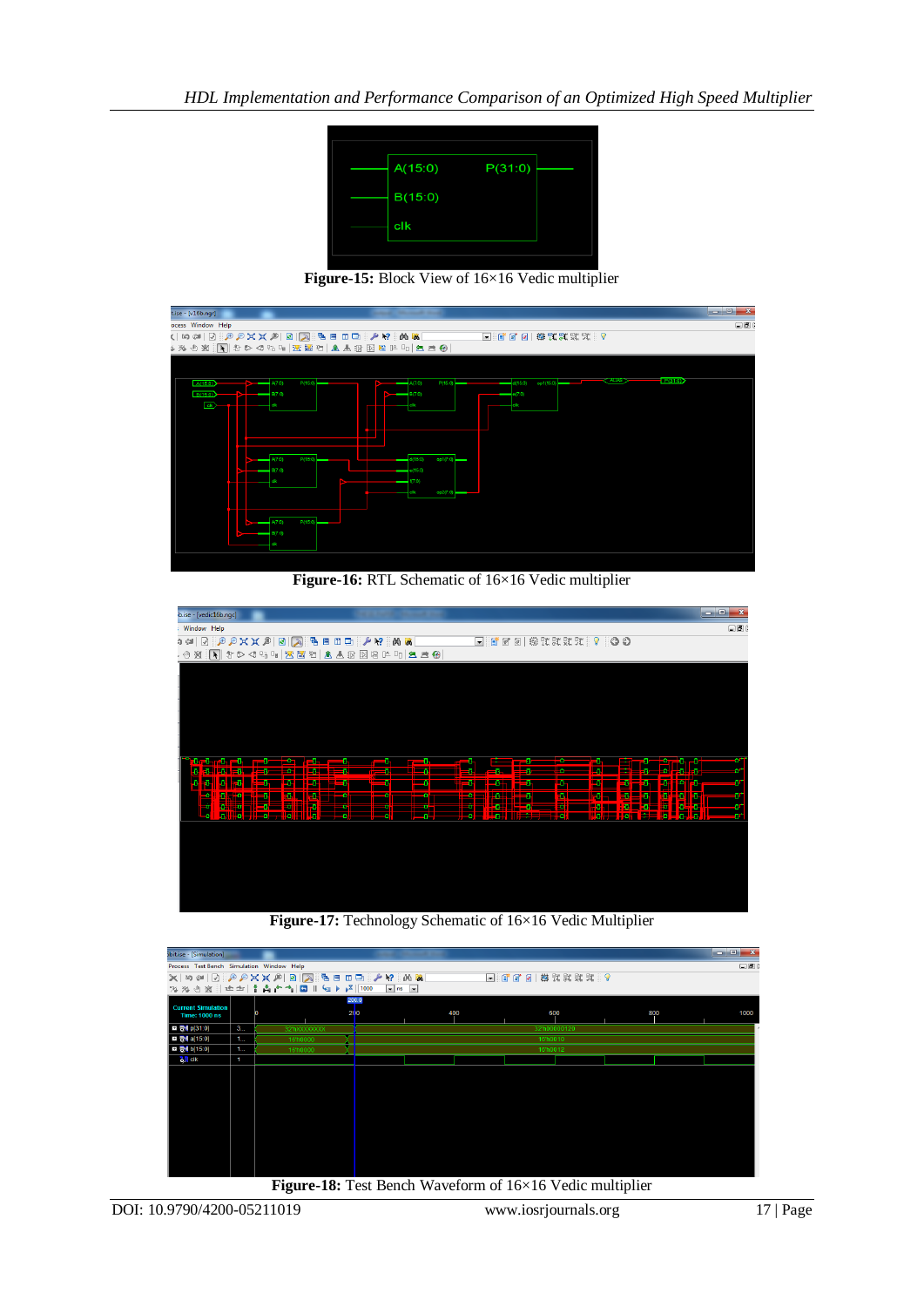**Figure-15:** Block View of 16×16 Vedic multiplier

**Figure-16:** RTL Schematic of 16×16 Vedic multiplier

**Figure-17:** Technology Schematic of 16×16 Vedic Multiplier

**Figure-18:** Test Bench Waveform of 16×16 Vedic multiplier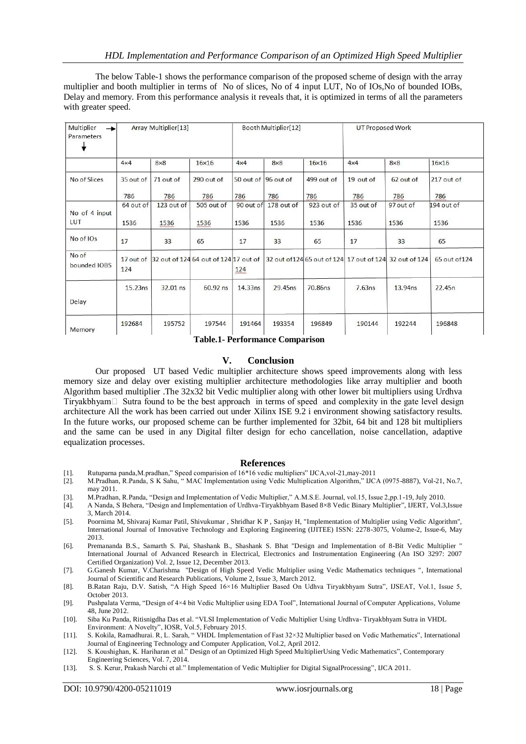The below Table-1 shows the performance comparison of the proposed scheme of design with the array multiplier and booth multiplier in terms of No of slices, No of 4 input LUT, No of IOs,No of bounded IOBs, Delay and memory. From this performance analysis it reveals that, it is optimized in terms of all the parameters with greater speed.

| Multiplier → Parameters ↓ | Array Multiplier[13] | | | Booth Multiplier[12] | | | UT Proposed Work | | |
|---|---|---|---|---|---|---|---|---|---|
| | 4×4 | 8×8 | 16×16 | 4×4 | 8×8 | 16×16 | 4×4 | 8×8 | 16×16 |
| No of Slices | 35 out of 786 | 71 out of 786 | 290 out of 786 | 50 out of 786 | 96 out of 786 | 499 out of 786 | 19 out of 786 | 62 out of 786 | 217 out of 786 |
| No of 4 input LUT | 64 out of 1536 | 123 out of 1536 | 505 out of 1536 | 90 out of 1536 | 178 out of 1536 | 923 out of 1536 | 35 out of 1536 | 97 out of 1536 | 194 out of 1536 |
| No of IOs | 17 | 33 | 65 | 17 | 33 | 65 | 17 | 33 | 65 |
| No of bounded IOBS | 17 out of 124 | 32 out of 124 | 64 out of 124 | 17 out of 124 | 32 out of124 | 65 out of 124 | 17 out of 124 | 32 out of 124 | 65 out of124 |
| Delay | 15.23ns | 32.01 ns | 60.92 ns | 14.33ns | 29.45ns | 70.86ns | 7.63ns | 13.94ns | 22.45n |
| Memory | 192684 | 195752 | 197544 | 191464 | 193354 | 196849 | 190144 | 192244 | 196848 |

**Table.1- Performance Comparison**

## V. Conclusion

Our proposed UT based Vedic multiplier architecture shows speed improvements along with less memory size and delay over existing multiplier architecture methodologies like array multiplier and booth Algorithm based multiplier .The 32x32 bit Vedic multiplier along with other lower bit multipliers using Urdhva Tiryakbhyam Sutra found to be the best approach in terms of speed and complexity in the gate level design architecture All the work has been carried out under Xilinx ISE 9.2 i environment showing satisfactory results. In the future works, our proposed scheme can be further implemented for 32bit, 64 bit and 128 bit multipliers and the same can be used in any Digital filter design for echo cancellation, noise cancellation, adaptive equalization processes.

## References

[1]. Rutuparna panda,M.pradhan," Speed comparision of 16*16 vedic multipliers" IJCA,vol-21,may-2011

[2]. M.Pradhan, R.Panda, S K Sahu, " MAC Implementation using Vedic Multiplication Algorithm," IJCA (0975-8887), Vol-21, No.7, may 2011.

[3]. M.Pradhan, R.Panda, "Design and Implementation of Vedic Multiplier," A.M.S.E. Journal, vol.15, Issue 2,pp.1-19, July 2010.

[4]. A Nanda, S Behera, "Design and Implementation of Urdhva-Tiryakbhyam Based 8×8 Vedic Binary Multiplier", IJERT, Vol.3,Issue 3, March 2014.

[5]. Poornima M, Shivaraj Kumar Patil, Shivukumar , Shridhar K P , Sanjay H, "Implementation of Multiplier using Vedic Algorithm", International Journal of Innovative Technology and Exploring Engineering (IJITEE) ISSN: 2278-3075, Volume-2, Issue-6, May 2013.

[6]. Premananda B.S., Samarth S. Pai, Shashank B., Shashank S. Bhat "Design and Implementation of 8-Bit Vedic Multiplier " International Journal of Advanced Research in Electrical, Electronics and Instrumentation Engineering (An ISO 3297: 2007 Certified Organization) Vol. 2, Issue 12, December 2013.

[7]. G.Ganesh Kumar, V.Charishma "Design of High Speed Vedic Multiplier using Vedic Mathematics techniques ", International Journal of Scientific and Research Publications, Volume 2, Issue 3, March 2012.

[8]. B.Ratan Raju, D.V. Satish, "A High Speed 16×16 Multiplier Based On Udhva Tiryakbhyam Sutra", IJSEAT, Vol.1, Issue 5, October 2013.

[9]. Pushpalata Verma, "Design of 4×4 bit Vedic Multiplier using EDA Tool", International Journal of Computer Applications, Volume 48, June 2012.

[10]. Siba Ku Panda, Ritisnigdha Das et al. "VLSI Implementation of Vedic Multiplier Using Urdhva- Tiryakbhyam Sutra in VHDL Environment: A Novelty", IOSR, Vol.5, February 2015.

[11]. S. Kokila, Ramadhurai. R, L. Sarah, " VHDL Implementation of Fast 32×32 Multiplier based on Vedic Mathematics", International Journal of Engineering Technology and Computer Application, Vol.2, April 2012.

[12]. S. Koushighan, K. Hariharan et al." Design of an Optimized High Speed MultiplierUsing Vedic Mathematics", Contemporary Engineering Sciences, Vol. 7, 2014.

[13]. S. S. Kerur, Prakash Narchi et al." Implementation of Vedic Multiplier for Digital SignalProcessing", IJCA 2011.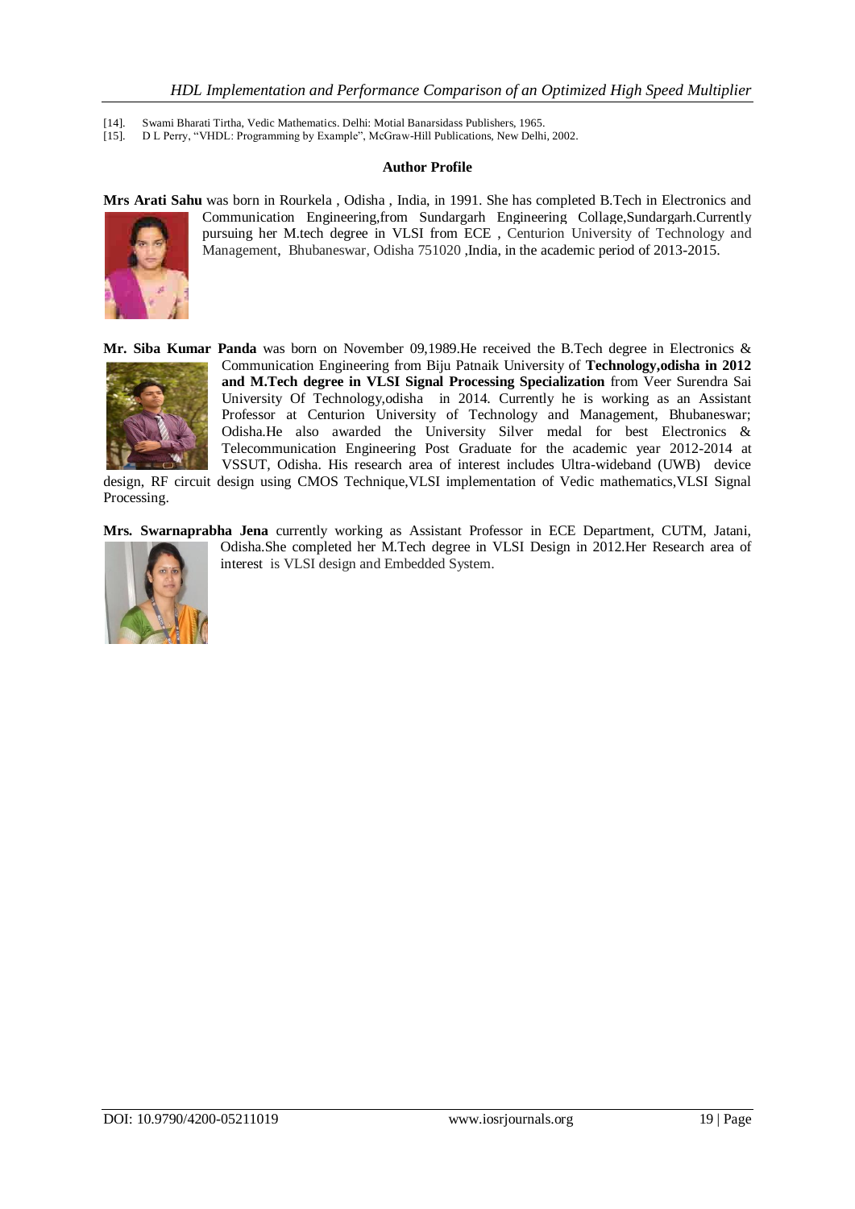[14]. Swami Bharati Tirtha, Vedic Mathematics. Delhi: Motial Banarsidass Publishers, 1965.
[15]. D L Perry, "VHDL: Programming by Example", McGraw-Hill Publications, New Delhi, 2002.

## Author Profile

**Mrs Arati Sahu** was born in Rourkela , Odisha , India, in 1991. She has completed B.Tech in Electronics and Communication Engineering,from Sundargarh Engineering Collage,Sundargarh.Currently pursuing her M.tech degree in VLSI from ECE , Centurion University of Technology and Management, Bhubaneswar, Odisha 751020 ,India, in the academic period of 2013-2015.

**Mr. Siba Kumar Panda** was born on November 09,1989.He received the B.Tech degree in Electronics & Communication Engineering from Biju Patnaik University of **Technology,odisha in 2012 and M.Tech degree in VLSI Signal Processing Specialization** from Veer Surendra Sai University Of Technology,odisha in 2014. Currently he is working as an Assistant Professor at Centurion University of Technology and Management, Bhubaneswar; Odisha.He also awarded the University Silver medal for best Electronics & Telecommunication Engineering Post Graduate for the academic year 2012-2014 at VSSUT, Odisha. His research area of interest includes Ultra-wideband (UWB) device design, RF circuit design using CMOS Technique,VLSI implementation of Vedic mathematics,VLSI Signal Processing.

**Mrs. Swarnaprabha Jena** currently working as Assistant Professor in ECE Department, CUTM, Jatani, Odisha.She completed her M.Tech degree in VLSI Design in 2012.Her Research area of interest is VLSI design and Embedded System.